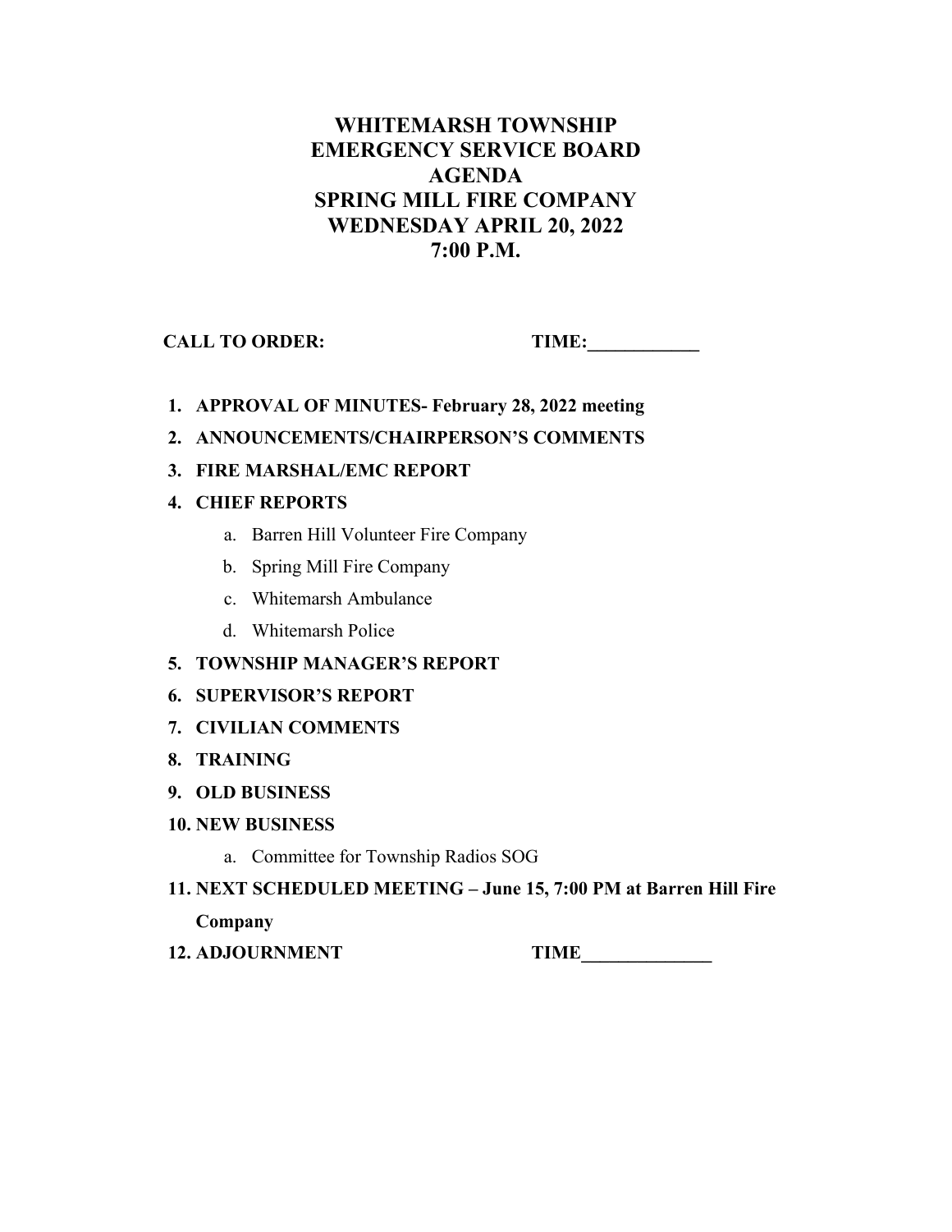# WHITEMARSH TOWNSHIP
# EMERGENCY SERVICE BOARD
# AGENDA
# SPRING MILL FIRE COMPANY
# WEDNESDAY APRIL 20, 2022
# 7:00 P.M.

**CALL TO ORDER:** **TIME:\_\_\_\_\_\_\_\_\_\_\_\_**

1. **APPROVAL OF MINUTES- February 28, 2022 meeting**
2. **ANNOUNCEMENTS/CHAIRPERSON'S COMMENTS**
3. **FIRE MARSHAL/EMC REPORT**
4. **CHIEF REPORTS**
   a. Barren Hill Volunteer Fire Company
   b. Spring Mill Fire Company
   c. Whitemarsh Ambulance
   d. Whitemarsh Police
5. **TOWNSHIP MANAGER'S REPORT**
6. **SUPERVISOR'S REPORT**
7. **CIVILIAN COMMENTS**
8. **TRAINING**
9. **OLD BUSINESS**
10. **NEW BUSINESS**
    a. Committee for Township Radios SOG
11. **NEXT SCHEDULED MEETING – June 15, 7:00 PM at Barren Hill Fire Company**
12. **ADJOURNMENT** **TIME\_\_\_\_\_\_\_\_\_\_\_\_\_\_**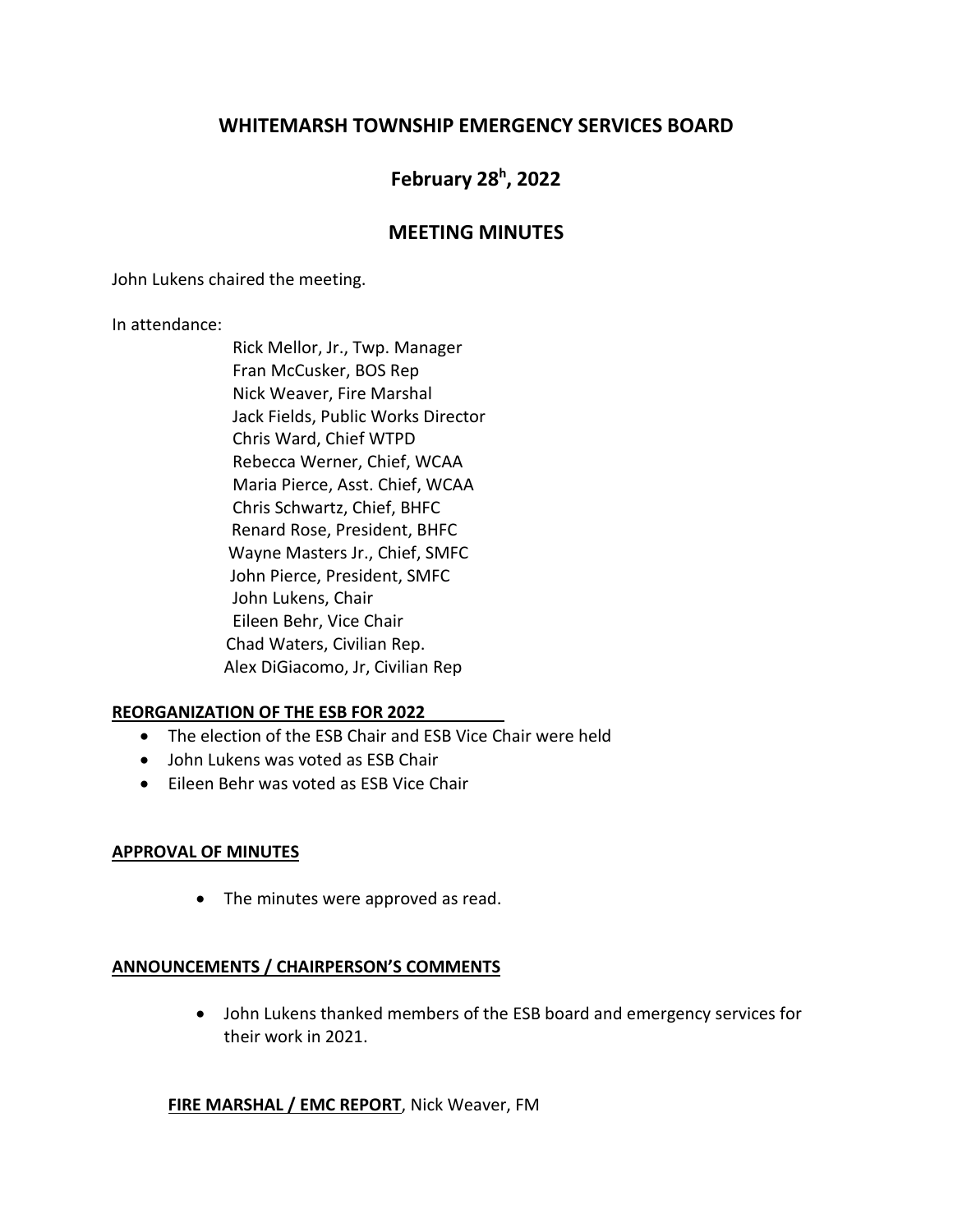# WHITEMARSH TOWNSHIP EMERGENCY SERVICES BOARD

## February 28h, 2022

## MEETING MINUTES

John Lukens chaired the meeting.

In attendance:

Rick Mellor, Jr., Twp. Manager
Fran McCusker, BOS Rep
Nick Weaver, Fire Marshal
Jack Fields, Public Works Director
Chris Ward, Chief WTPD
Rebecca Werner, Chief, WCAA
Maria Pierce, Asst. Chief, WCAA
Chris Schwartz, Chief, BHFC
Renard Rose, President, BHFC
Wayne Masters Jr., Chief, SMFC
John Pierce, President, SMFC
John Lukens, Chair
Eileen Behr, Vice Chair
Chad Waters, Civilian Rep.
Alex DiGiacomo, Jr, Civilian Rep

**REORGANIZATION OF THE ESB FOR 2022**

- The election of the ESB Chair and ESB Vice Chair were held
- John Lukens was voted as ESB Chair
- Eileen Behr was voted as ESB Vice Chair

**APPROVAL OF MINUTES**

- The minutes were approved as read.

**ANNOUNCEMENTS / CHAIRPERSON'S COMMENTS**

- John Lukens thanked members of the ESB board and emergency services for their work in 2021.

**FIRE MARSHAL / EMC REPORT**, Nick Weaver, FM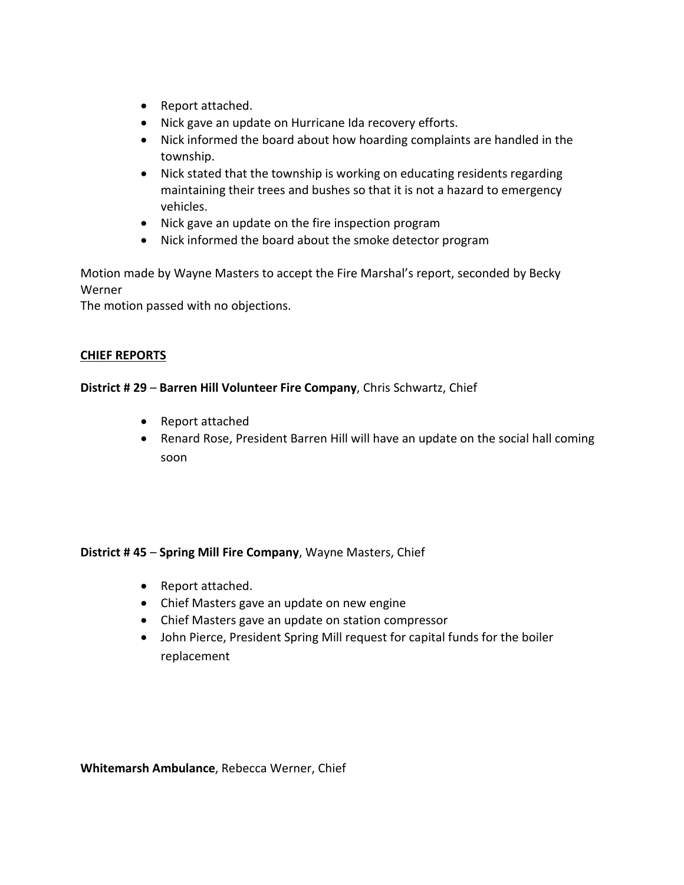- Report attached.
- Nick gave an update on Hurricane Ida recovery efforts.
- Nick informed the board about how hoarding complaints are handled in the township.
- Nick stated that the township is working on educating residents regarding maintaining their trees and bushes so that it is not a hazard to emergency vehicles.
- Nick gave an update on the fire inspection program
- Nick informed the board about the smoke detector program

Motion made by Wayne Masters to accept the Fire Marshal's report, seconded by Becky Werner
The motion passed with no objections.

**CHIEF REPORTS**

**District # 29** – **Barren Hill Volunteer Fire Company**, Chris Schwartz, Chief

- Report attached
- Renard Rose, President Barren Hill will have an update on the social hall coming soon

**District # 45** – **Spring Mill Fire Company**, Wayne Masters, Chief

- Report attached.
- Chief Masters gave an update on new engine
- Chief Masters gave an update on station compressor
- John Pierce, President Spring Mill request for capital funds for the boiler replacement

**Whitemarsh Ambulance**, Rebecca Werner, Chief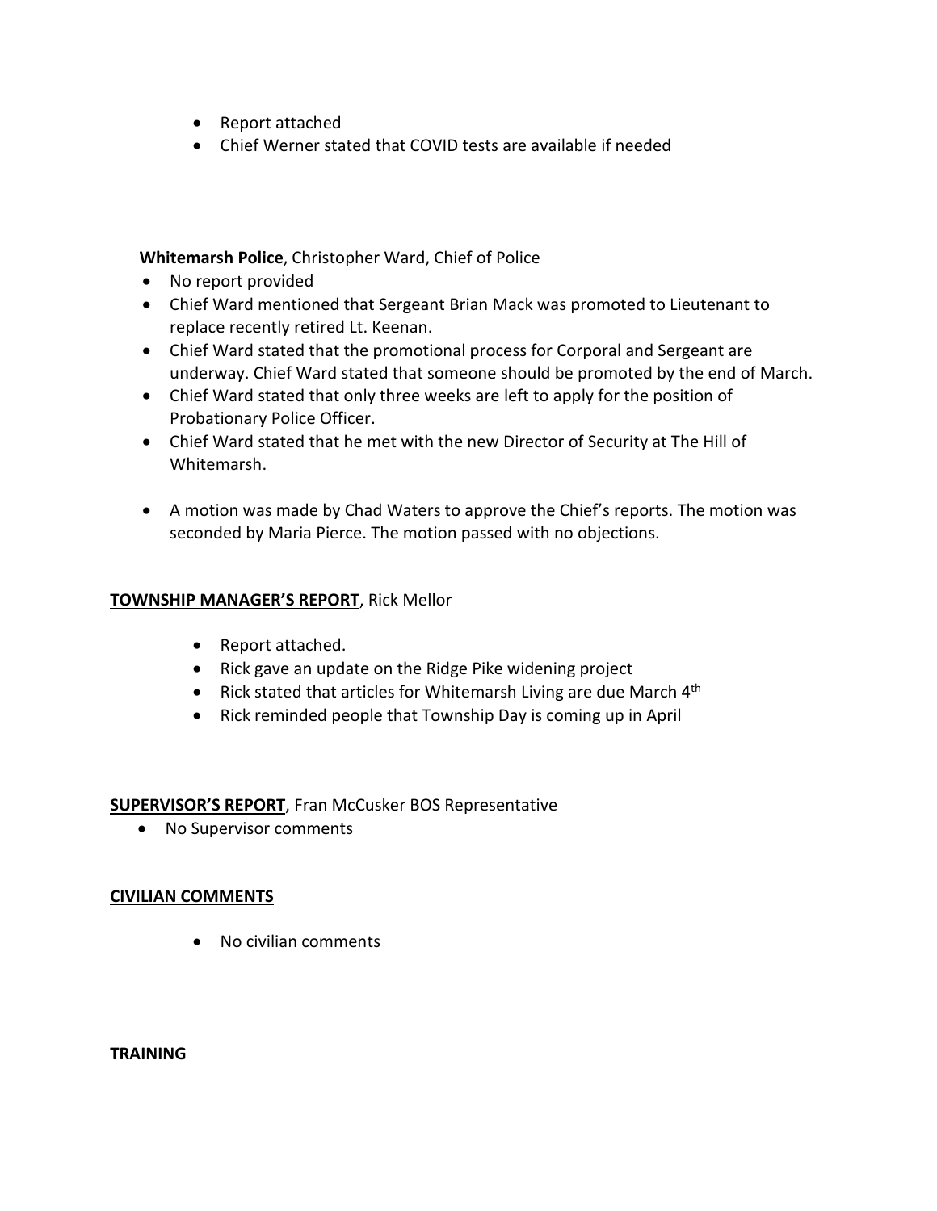- Report attached
- Chief Werner stated that COVID tests are available if needed

**Whitemarsh Police**, Christopher Ward, Chief of Police

- No report provided
- Chief Ward mentioned that Sergeant Brian Mack was promoted to Lieutenant to replace recently retired Lt. Keenan.
- Chief Ward stated that the promotional process for Corporal and Sergeant are underway. Chief Ward stated that someone should be promoted by the end of March.
- Chief Ward stated that only three weeks are left to apply for the position of Probationary Police Officer.
- Chief Ward stated that he met with the new Director of Security at The Hill of Whitemarsh.
- A motion was made by Chad Waters to approve the Chief's reports. The motion was seconded by Maria Pierce. The motion passed with no objections.

**TOWNSHIP MANAGER'S REPORT**, Rick Mellor

- Report attached.
- Rick gave an update on the Ridge Pike widening project
- Rick stated that articles for Whitemarsh Living are due March 4th
- Rick reminded people that Township Day is coming up in April

**SUPERVISOR'S REPORT**, Fran McCusker BOS Representative

- No Supervisor comments

**CIVILIAN COMMENTS**

- No civilian comments

**TRAINING**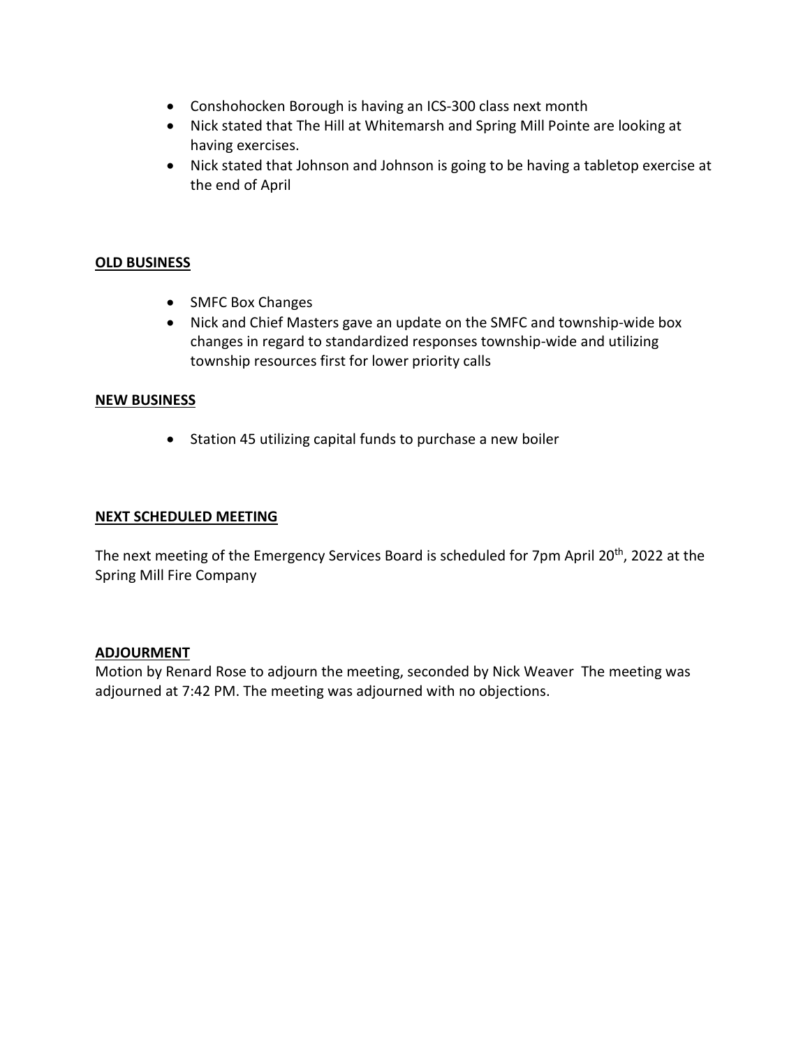- Conshohocken Borough is having an ICS-300 class next month
- Nick stated that The Hill at Whitemarsh and Spring Mill Pointe are looking at having exercises.
- Nick stated that Johnson and Johnson is going to be having a tabletop exercise at the end of April

**OLD BUSINESS**

- SMFC Box Changes
- Nick and Chief Masters gave an update on the SMFC and township-wide box changes in regard to standardized responses township-wide and utilizing township resources first for lower priority calls

**NEW BUSINESS**

- Station 45 utilizing capital funds to purchase a new boiler

**NEXT SCHEDULED MEETING**

The next meeting of the Emergency Services Board is scheduled for 7pm April 20th, 2022 at the Spring Mill Fire Company

**ADJOURMENT**

Motion by Renard Rose to adjourn the meeting, seconded by Nick Weaver The meeting was adjourned at 7:42 PM. The meeting was adjourned with no objections.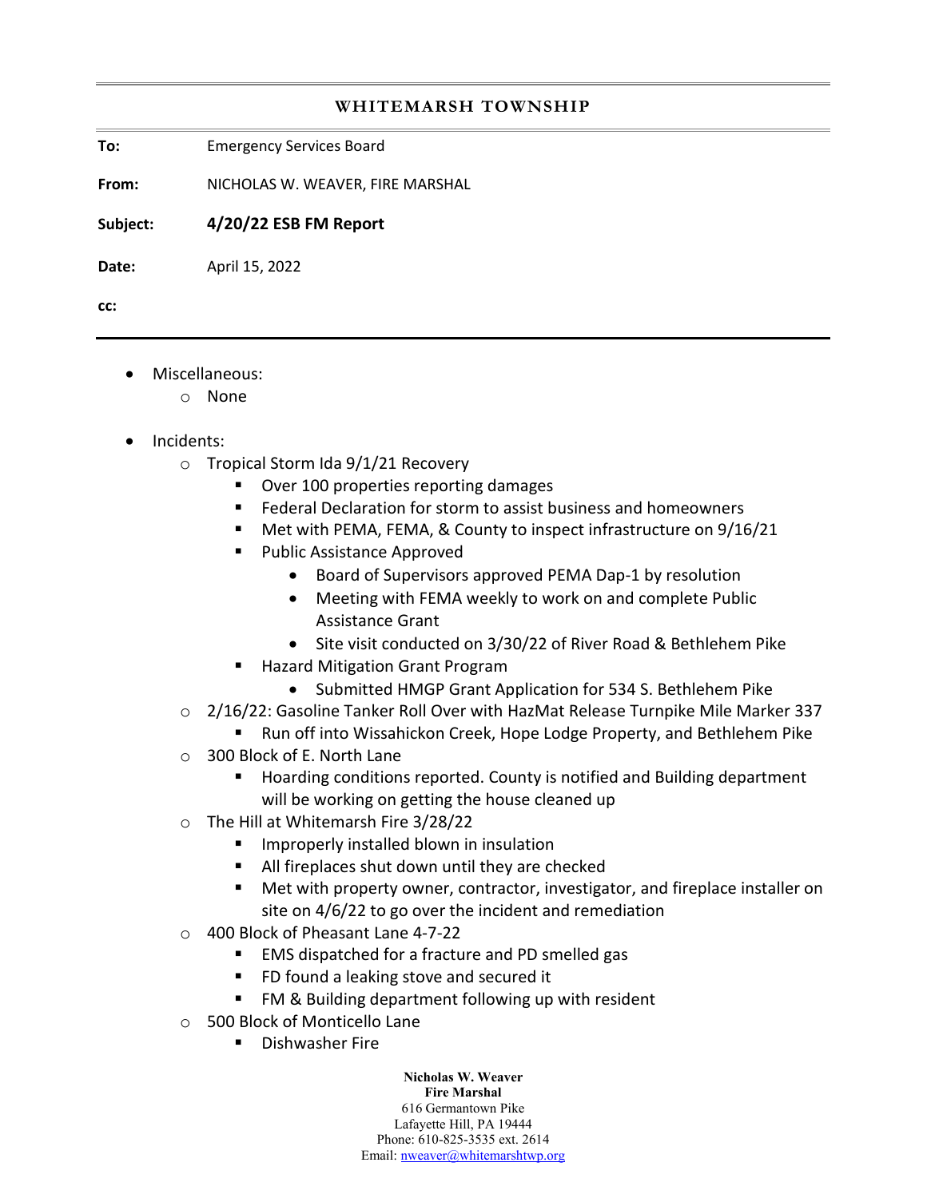## WHITEMARSH TOWNSHIP

**To:** Emergency Services Board

**From:** NICHOLAS W. WEAVER, FIRE MARSHAL

**Subject:** **4/20/22 ESB FM Report**

**Date:** April 15, 2022

**cc:**

---

- Miscellaneous:
  - None

- Incidents:
  - Tropical Storm Ida 9/1/21 Recovery
    - Over 100 properties reporting damages
    - Federal Declaration for storm to assist business and homeowners
    - Met with PEMA, FEMA, & County to inspect infrastructure on 9/16/21
    - Public Assistance Approved
      - Board of Supervisors approved PEMA Dap-1 by resolution
      - Meeting with FEMA weekly to work on and complete Public Assistance Grant
      - Site visit conducted on 3/30/22 of River Road & Bethlehem Pike
    - Hazard Mitigation Grant Program
      - Submitted HMGP Grant Application for 534 S. Bethlehem Pike
  - 2/16/22: Gasoline Tanker Roll Over with HazMat Release Turnpike Mile Marker 337
    - Run off into Wissahickon Creek, Hope Lodge Property, and Bethlehem Pike
  - 300 Block of E. North Lane
    - Hoarding conditions reported. County is notified and Building department will be working on getting the house cleaned up
  - The Hill at Whitemarsh Fire 3/28/22
    - Improperly installed blown in insulation
    - All fireplaces shut down until they are checked
    - Met with property owner, contractor, investigator, and fireplace installer on site on 4/6/22 to go over the incident and remediation
  - 400 Block of Pheasant Lane 4-7-22
    - EMS dispatched for a fracture and PD smelled gas
    - FD found a leaking stove and secured it
    - FM & Building department following up with resident
  - 500 Block of Monticello Lane
    - Dishwasher Fire

**Nicholas W. Weaver**
**Fire Marshal**
616 Germantown Pike
Lafayette Hill, PA 19444
Phone: 610-825-3535 ext. 2614
Email: nweaver@whitemarshtwp.org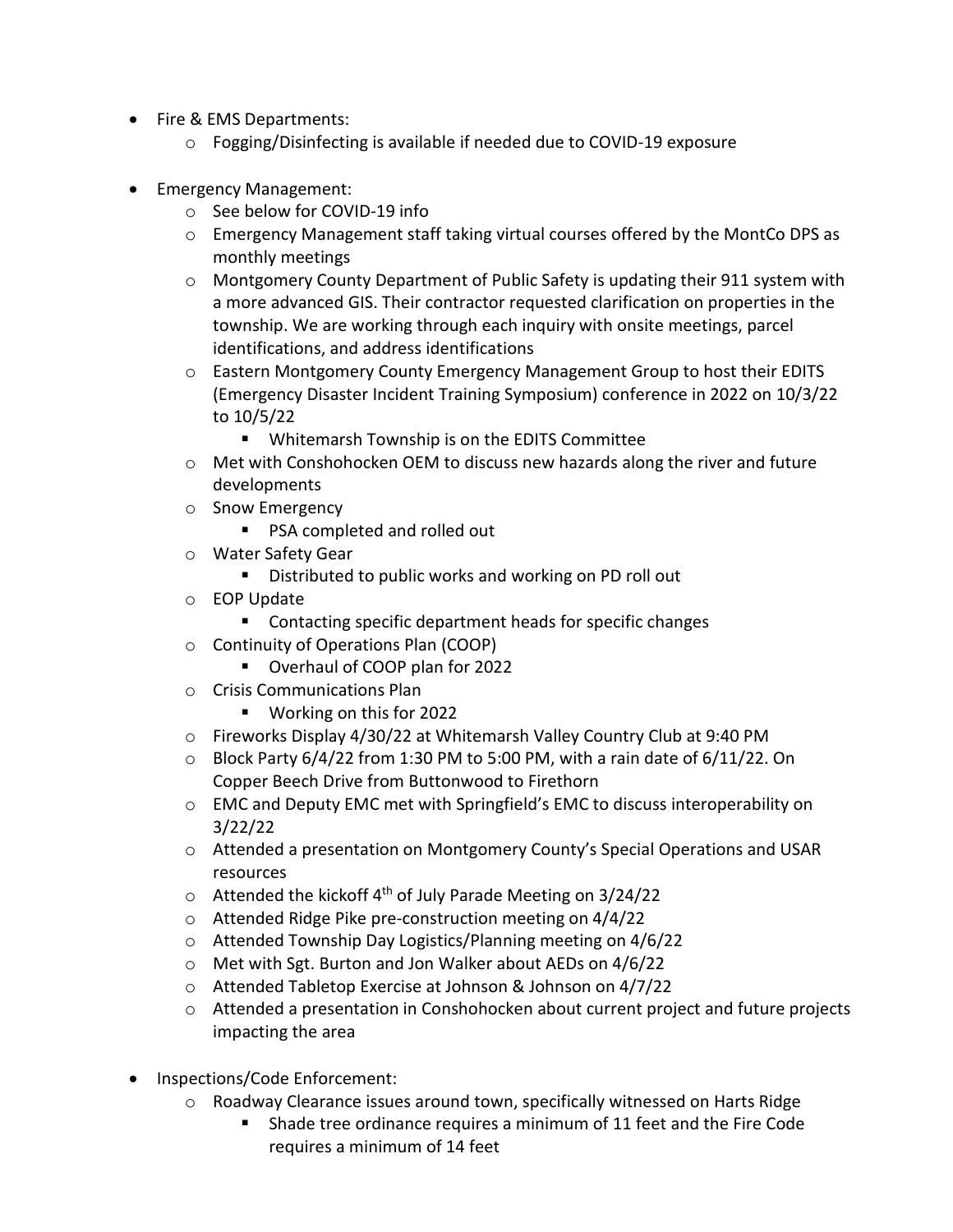- Fire & EMS Departments:
    - Fogging/Disinfecting is available if needed due to COVID-19 exposure

- Emergency Management:
    - See below for COVID-19 info
    - Emergency Management staff taking virtual courses offered by the MontCo DPS as monthly meetings
    - Montgomery County Department of Public Safety is updating their 911 system with a more advanced GIS. Their contractor requested clarification on properties in the township. We are working through each inquiry with onsite meetings, parcel identifications, and address identifications
    - Eastern Montgomery County Emergency Management Group to host their EDITS (Emergency Disaster Incident Training Symposium) conference in 2022 on 10/3/22 to 10/5/22
        - Whitemarsh Township is on the EDITS Committee
    - Met with Conshohocken OEM to discuss new hazards along the river and future developments
    - Snow Emergency
        - PSA completed and rolled out
    - Water Safety Gear
        - Distributed to public works and working on PD roll out
    - EOP Update
        - Contacting specific department heads for specific changes
    - Continuity of Operations Plan (COOP)
        - Overhaul of COOP plan for 2022
    - Crisis Communications Plan
        - Working on this for 2022
    - Fireworks Display 4/30/22 at Whitemarsh Valley Country Club at 9:40 PM
    - Block Party 6/4/22 from 1:30 PM to 5:00 PM, with a rain date of 6/11/22. On Copper Beech Drive from Buttonwood to Firethorn
    - EMC and Deputy EMC met with Springfield's EMC to discuss interoperability on 3/22/22
    - Attended a presentation on Montgomery County's Special Operations and USAR resources
    - Attended the kickoff 4th of July Parade Meeting on 3/24/22
    - Attended Ridge Pike pre-construction meeting on 4/4/22
    - Attended Township Day Logistics/Planning meeting on 4/6/22
    - Met with Sgt. Burton and Jon Walker about AEDs on 4/6/22
    - Attended Tabletop Exercise at Johnson & Johnson on 4/7/22
    - Attended a presentation in Conshohocken about current project and future projects impacting the area

- Inspections/Code Enforcement:
    - Roadway Clearance issues around town, specifically witnessed on Harts Ridge
        - Shade tree ordinance requires a minimum of 11 feet and the Fire Code requires a minimum of 14 feet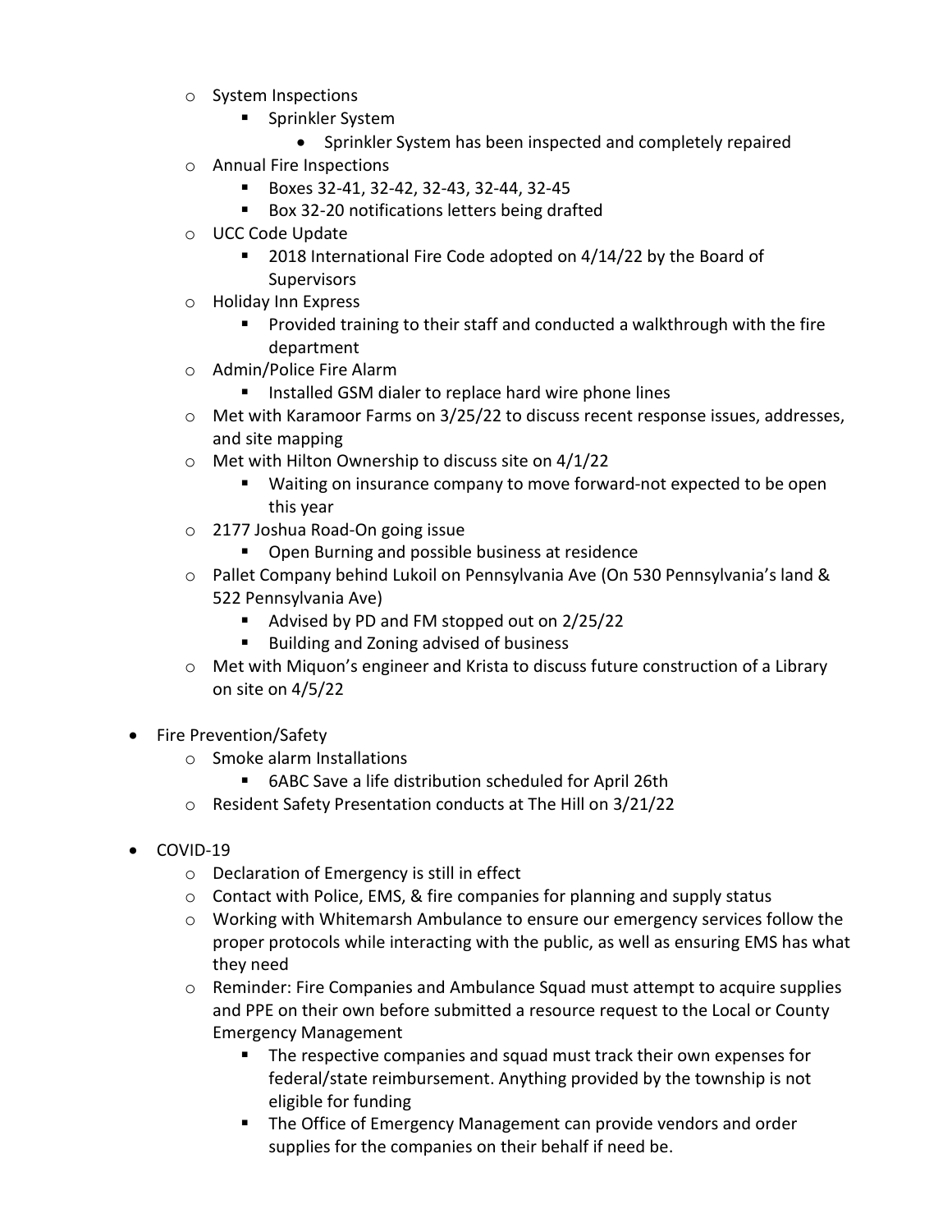- System Inspections
    - Sprinkler System
      - Sprinkler System has been inspected and completely repaired
  - Annual Fire Inspections
    - Boxes 32-41, 32-42, 32-43, 32-44, 32-45
    - Box 32-20 notifications letters being drafted
  - UCC Code Update
    - 2018 International Fire Code adopted on 4/14/22 by the Board of Supervisors
  - Holiday Inn Express
    - Provided training to their staff and conducted a walkthrough with the fire department
  - Admin/Police Fire Alarm
    - Installed GSM dialer to replace hard wire phone lines
  - Met with Karamoor Farms on 3/25/22 to discuss recent response issues, addresses, and site mapping
  - Met with Hilton Ownership to discuss site on 4/1/22
    - Waiting on insurance company to move forward-not expected to be open this year
  - 2177 Joshua Road-On going issue
    - Open Burning and possible business at residence
  - Pallet Company behind Lukoil on Pennsylvania Ave (On 530 Pennsylvania's land & 522 Pennsylvania Ave)
    - Advised by PD and FM stopped out on 2/25/22
    - Building and Zoning advised of business
  - Met with Miquon's engineer and Krista to discuss future construction of a Library on site on 4/5/22

- Fire Prevention/Safety
  - Smoke alarm Installations
    - 6ABC Save a life distribution scheduled for April 26th
  - Resident Safety Presentation conducts at The Hill on 3/21/22

- COVID-19
  - Declaration of Emergency is still in effect
  - Contact with Police, EMS, & fire companies for planning and supply status
  - Working with Whitemarsh Ambulance to ensure our emergency services follow the proper protocols while interacting with the public, as well as ensuring EMS has what they need
  - Reminder: Fire Companies and Ambulance Squad must attempt to acquire supplies and PPE on their own before submitted a resource request to the Local or County Emergency Management
    - The respective companies and squad must track their own expenses for federal/state reimbursement. Anything provided by the township is not eligible for funding
    - The Office of Emergency Management can provide vendors and order supplies for the companies on their behalf if need be.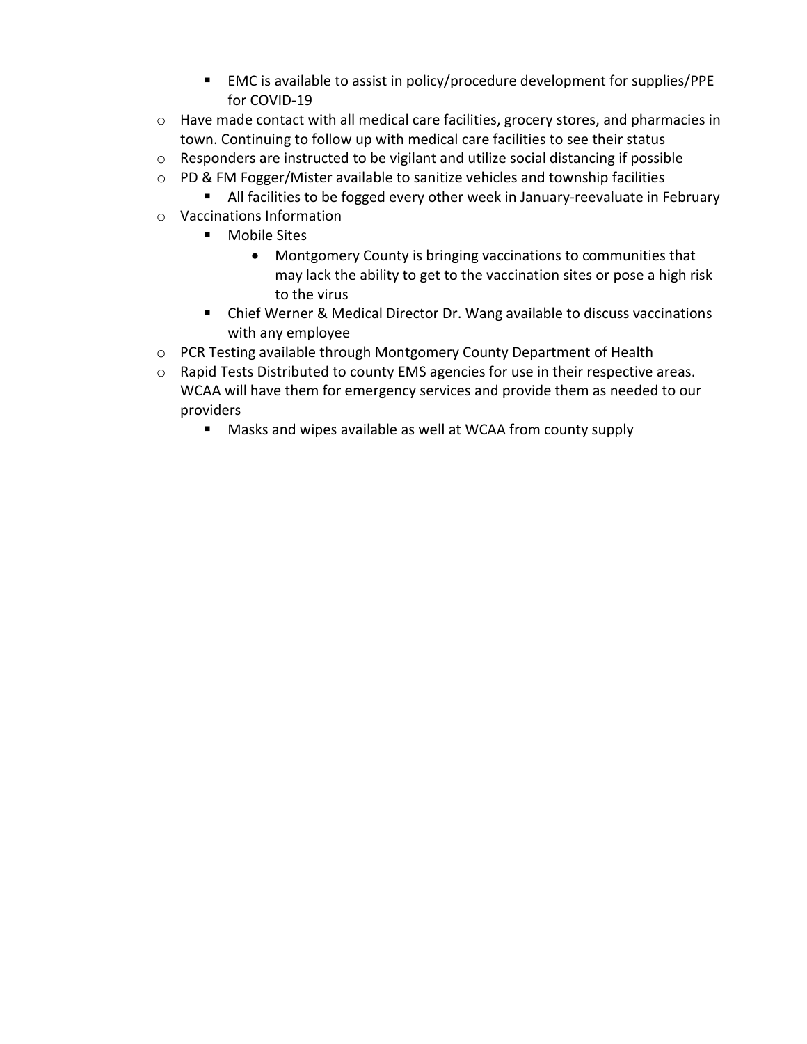- EMC is available to assist in policy/procedure development for supplies/PPE for COVID-19
    - Have made contact with all medical care facilities, grocery stores, and pharmacies in town. Continuing to follow up with medical care facilities to see their status
    - Responders are instructed to be vigilant and utilize social distancing if possible
    - PD & FM Fogger/Mister available to sanitize vehicles and township facilities
        - All facilities to be fogged every other week in January-reevaluate in February
    - Vaccinations Information
        - Mobile Sites
            - Montgomery County is bringing vaccinations to communities that may lack the ability to get to the vaccination sites or pose a high risk to the virus
        - Chief Werner & Medical Director Dr. Wang available to discuss vaccinations with any employee
    - PCR Testing available through Montgomery County Department of Health
    - Rapid Tests Distributed to county EMS agencies for use in their respective areas. WCAA will have them for emergency services and provide them as needed to our providers
        - Masks and wipes available as well at WCAA from county supply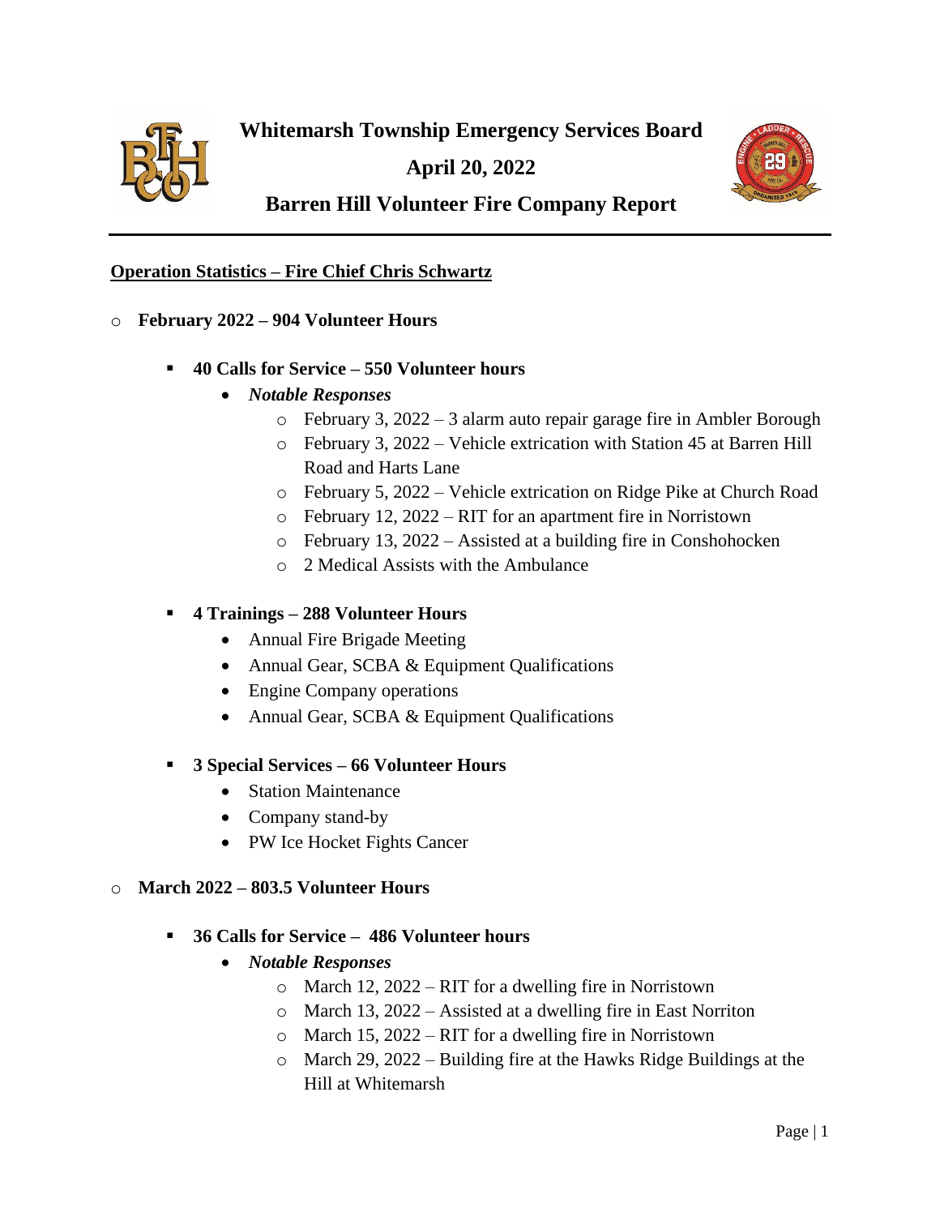# Whitemarsh Township Emergency Services Board

## April 20, 2022

## Barren Hill Volunteer Fire Company Report

---

**Operation Statistics – Fire Chief Chris Schwartz**

- **February 2022 – 904 Volunteer Hours**
  - **40 Calls for Service – 550 Volunteer hours**
    - ***Notable Responses***
      - February 3, 2022 – 3 alarm auto repair garage fire in Ambler Borough
      - February 3, 2022 – Vehicle extrication with Station 45 at Barren Hill Road and Harts Lane
      - February 5, 2022 – Vehicle extrication on Ridge Pike at Church Road
      - February 12, 2022 – RIT for an apartment fire in Norristown
      - February 13, 2022 – Assisted at a building fire in Conshohocken
      - 2 Medical Assists with the Ambulance
  - **4 Trainings – 288 Volunteer Hours**
    - Annual Fire Brigade Meeting
    - Annual Gear, SCBA & Equipment Qualifications
    - Engine Company operations
    - Annual Gear, SCBA & Equipment Qualifications
  - **3 Special Services – 66 Volunteer Hours**
    - Station Maintenance
    - Company stand-by
    - PW Ice Hocket Fights Cancer
- **March 2022 – 803.5 Volunteer Hours**
  - **36 Calls for Service – 486 Volunteer hours**
    - ***Notable Responses***
      - March 12, 2022 – RIT for a dwelling fire in Norristown
      - March 13, 2022 – Assisted at a dwelling fire in East Norriton
      - March 15, 2022 – RIT for a dwelling fire in Norristown
      - March 29, 2022 – Building fire at the Hawks Ridge Buildings at the Hill at Whitemarsh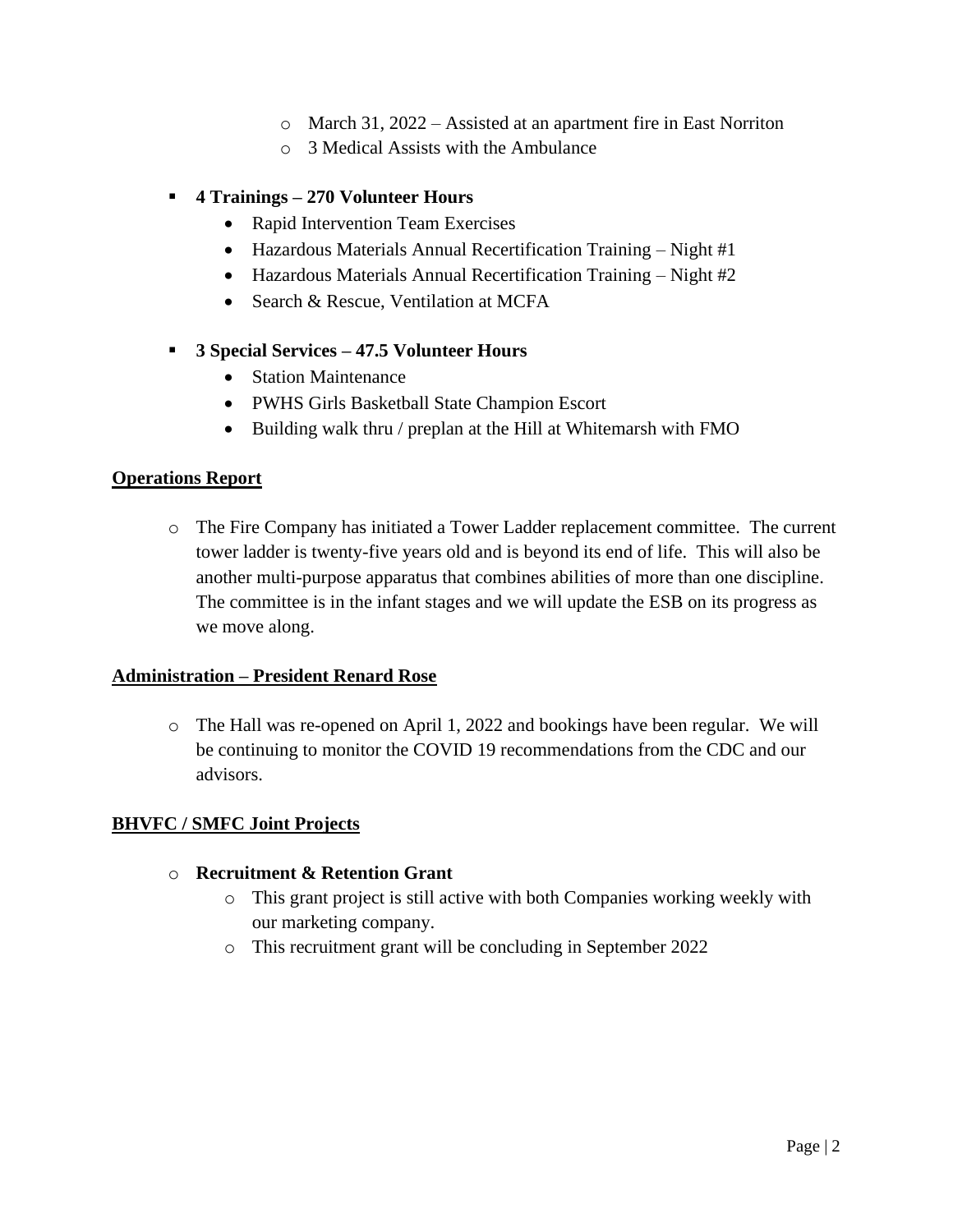- March 31, 2022 – Assisted at an apartment fire in East Norriton
- 3 Medical Assists with the Ambulance

- **4 Trainings – 270 Volunteer Hours**
  - Rapid Intervention Team Exercises
  - Hazardous Materials Annual Recertification Training – Night #1
  - Hazardous Materials Annual Recertification Training – Night #2
  - Search & Rescue, Ventilation at MCFA

- **3 Special Services – 47.5 Volunteer Hours**
  - Station Maintenance
  - PWHS Girls Basketball State Champion Escort
  - Building walk thru / preplan at the Hill at Whitemarsh with FMO

**<u>Operations Report</u>**

- The Fire Company has initiated a Tower Ladder replacement committee. The current tower ladder is twenty-five years old and is beyond its end of life. This will also be another multi-purpose apparatus that combines abilities of more than one discipline. The committee is in the infant stages and we will update the ESB on its progress as we move along.

**<u>Administration – President Renard Rose</u>**

- The Hall was re-opened on April 1, 2022 and bookings have been regular. We will be continuing to monitor the COVID 19 recommendations from the CDC and our advisors.

**<u>BHVFC / SMFC Joint Projects</u>**

- **Recruitment & Retention Grant**
  - This grant project is still active with both Companies working weekly with our marketing company.
  - This recruitment grant will be concluding in September 2022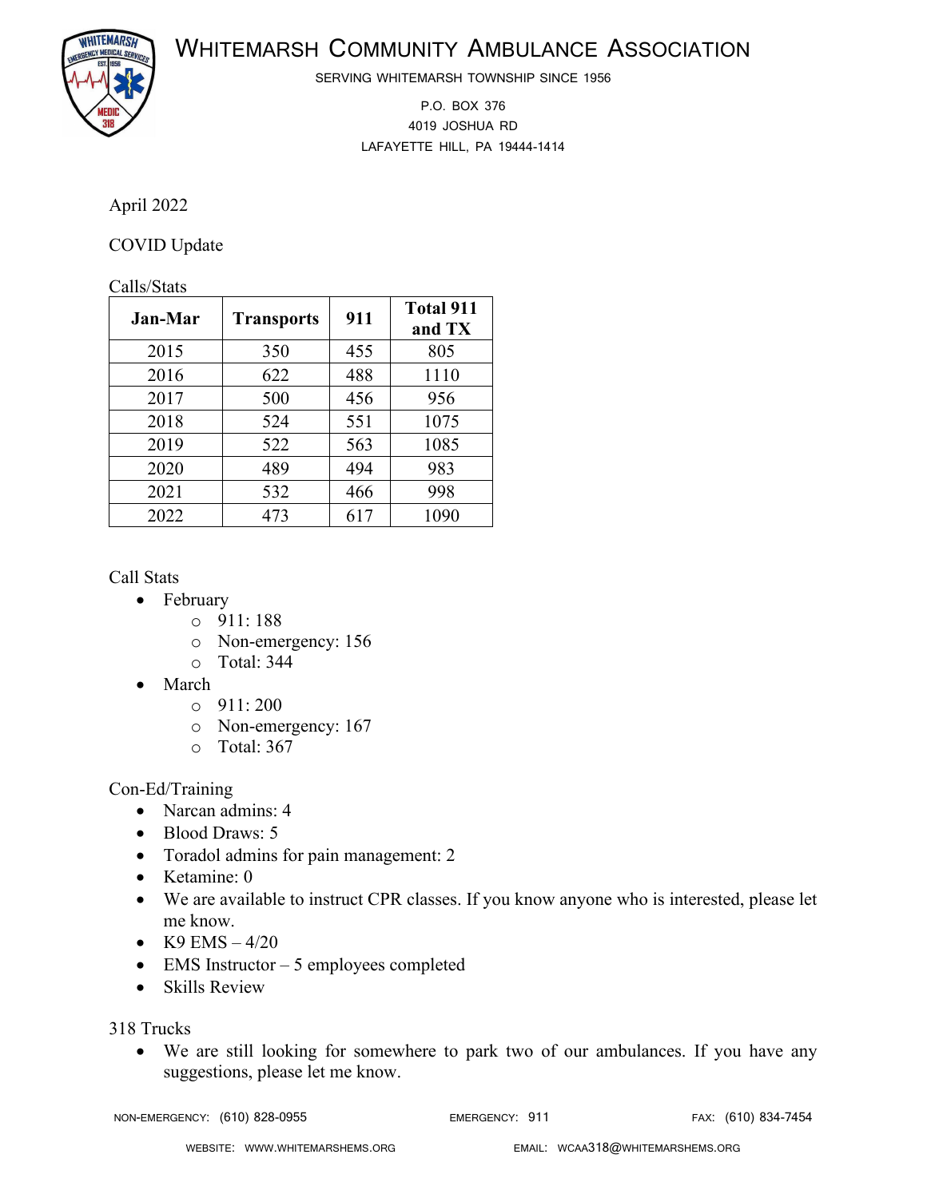# Whitemarsh Community Ambulance Association

SERVING WHITEMARSH TOWNSHIP SINCE 1956

P.O. BOX 376
4019 JOSHUA RD
LAFAYETTE HILL, PA 19444-1414

April 2022

COVID Update

Calls/Stats

| Jan-Mar | Transports | 911 | Total 911 and TX |
|---|---|---|---|
| 2015 | 350 | 455 | 805 |
| 2016 | 622 | 488 | 1110 |
| 2017 | 500 | 456 | 956 |
| 2018 | 524 | 551 | 1075 |
| 2019 | 522 | 563 | 1085 |
| 2020 | 489 | 494 | 983 |
| 2021 | 532 | 466 | 998 |
| 2022 | 473 | 617 | 1090 |

Call Stats

- February
  - 911: 188
  - Non-emergency: 156
  - Total: 344
- March
  - 911: 200
  - Non-emergency: 167
  - Total: 367

Con-Ed/Training

- Narcan admins: 4
- Blood Draws: 5
- Toradol admins for pain management: 2
- Ketamine: 0
- We are available to instruct CPR classes. If you know anyone who is interested, please let me know.
- K9 EMS – 4/20
- EMS Instructor – 5 employees completed
- Skills Review

318 Trucks

- We are still looking for somewhere to park two of our ambulances. If you have any suggestions, please let me know.

NON-EMERGENCY: (610) 828-0955 EMERGENCY: 911 FAX: (610) 834-7454

WEBSITE: WWW.WHITEMARSHEMS.ORG EMAIL: WCAA318@WHITEMARSHEMS.ORG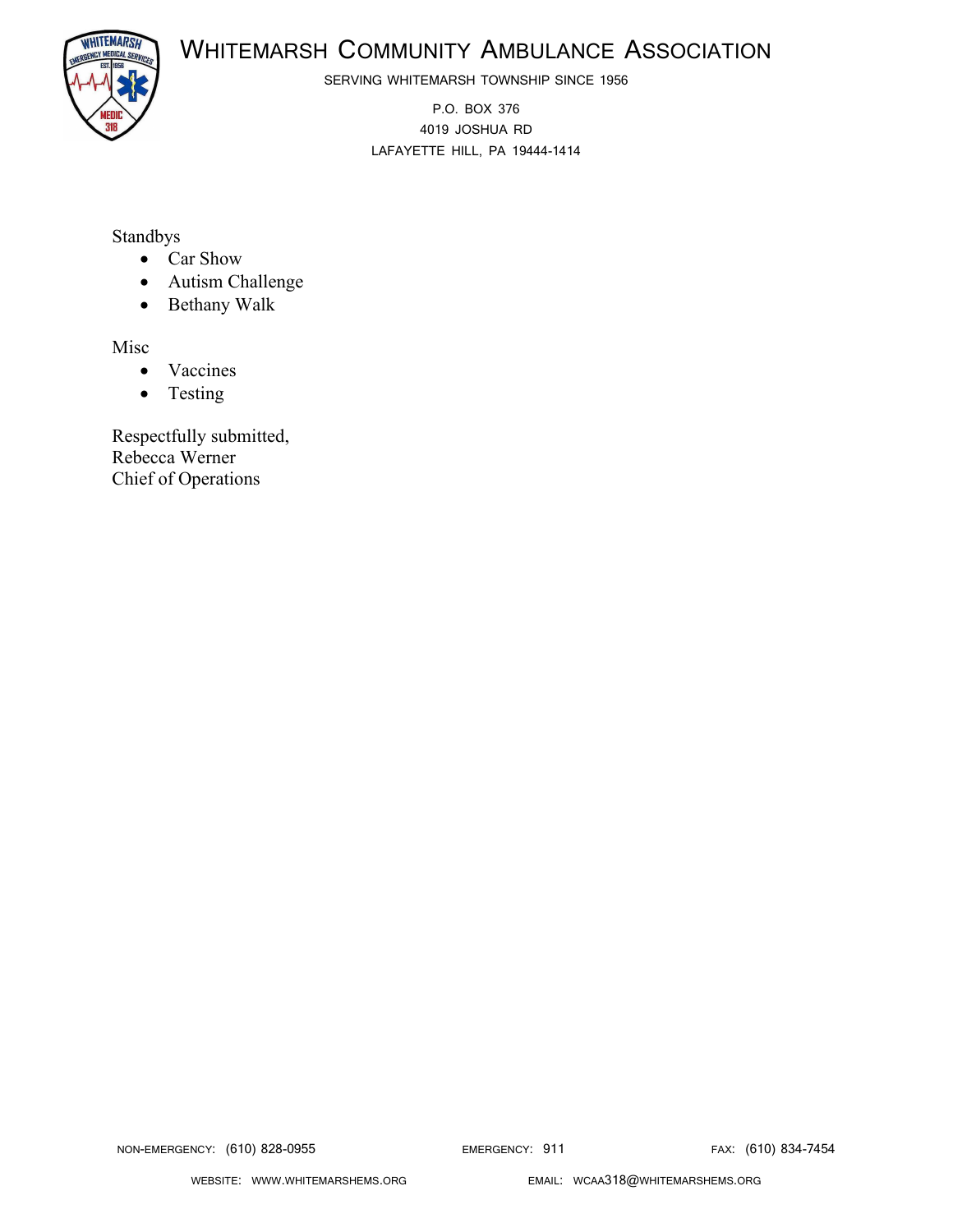# Whitemarsh Community Ambulance Association

SERVING WHITEMARSH TOWNSHIP SINCE 1956

P.O. BOX 376
4019 JOSHUA RD
LAFAYETTE HILL, PA 19444-1414

Standbys

- Car Show
- Autism Challenge
- Bethany Walk

Misc

- Vaccines
- Testing

Respectfully submitted,
Rebecca Werner
Chief of Operations

NON-EMERGENCY: (610) 828-0955 EMERGENCY: 911 FAX: (610) 834-7454

WEBSITE: WWW.WHITEMARSHEMS.ORG EMAIL: WCAA318@WHITEMARSHEMS.ORG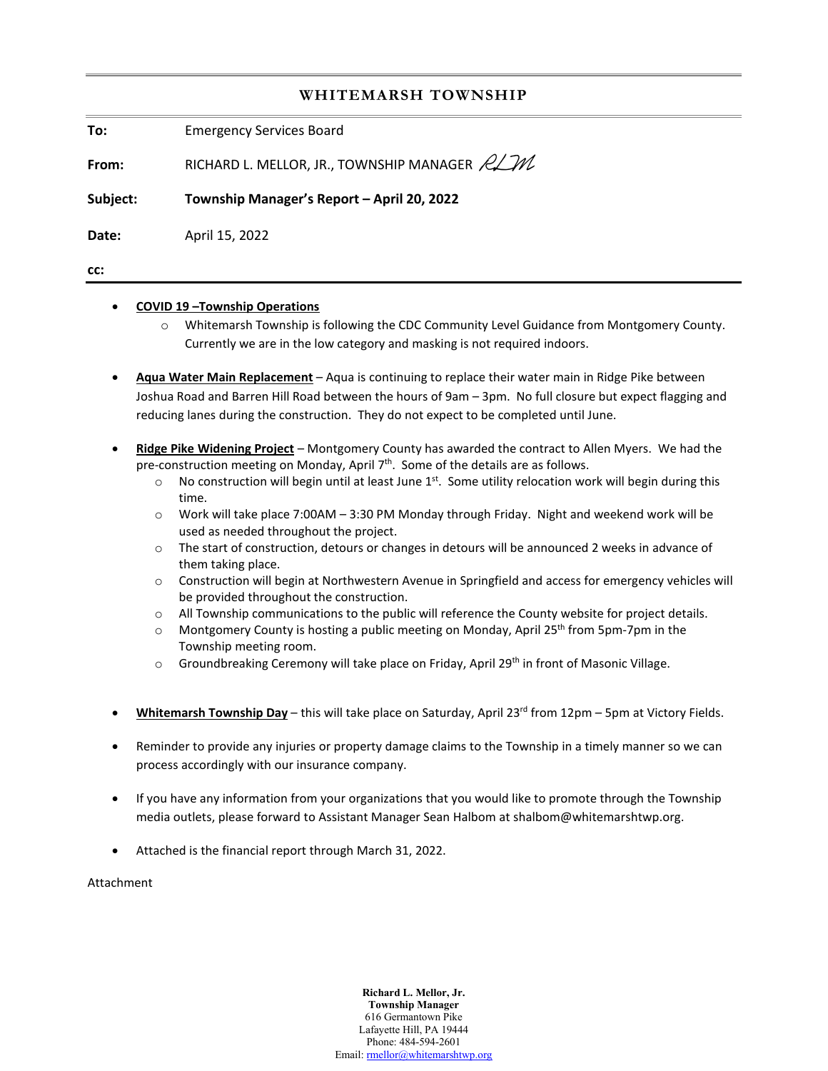# WHITEMARSH TOWNSHIP

**To:** Emergency Services Board

**From:** RICHARD L. MELLOR, JR., TOWNSHIP MANAGER *RLM*

**Subject:** **Township Manager's Report – April 20, 2022**

**Date:** April 15, 2022

**cc:**

---

- **COVID 19 –Township Operations**
  - Whitemarsh Township is following the CDC Community Level Guidance from Montgomery County. Currently we are in the low category and masking is not required indoors.

- **Aqua Water Main Replacement** – Aqua is continuing to replace their water main in Ridge Pike between Joshua Road and Barren Hill Road between the hours of 9am – 3pm. No full closure but expect flagging and reducing lanes during the construction. They do not expect to be completed until June.

- **Ridge Pike Widening Project** – Montgomery County has awarded the contract to Allen Myers. We had the pre-construction meeting on Monday, April 7th. Some of the details are as follows.
  - No construction will begin until at least June 1st. Some utility relocation work will begin during this time.
  - Work will take place 7:00AM – 3:30 PM Monday through Friday. Night and weekend work will be used as needed throughout the project.
  - The start of construction, detours or changes in detours will be announced 2 weeks in advance of them taking place.
  - Construction will begin at Northwestern Avenue in Springfield and access for emergency vehicles will be provided throughout the construction.
  - All Township communications to the public will reference the County website for project details.
  - Montgomery County is hosting a public meeting on Monday, April 25th from 5pm-7pm in the Township meeting room.
  - Groundbreaking Ceremony will take place on Friday, April 29th in front of Masonic Village.

- **Whitemarsh Township Day** – this will take place on Saturday, April 23rd from 12pm – 5pm at Victory Fields.

- Reminder to provide any injuries or property damage claims to the Township in a timely manner so we can process accordingly with our insurance company.

- If you have any information from your organizations that you would like to promote through the Township media outlets, please forward to Assistant Manager Sean Halbom at shalbom@whitemarshtwp.org.

- Attached is the financial report through March 31, 2022.

Attachment

**Richard L. Mellor, Jr.**
**Township Manager**
616 Germantown Pike
Lafayette Hill, PA 19444
Phone: 484-594-2601
Email: rmellor@whitemarshtwp.org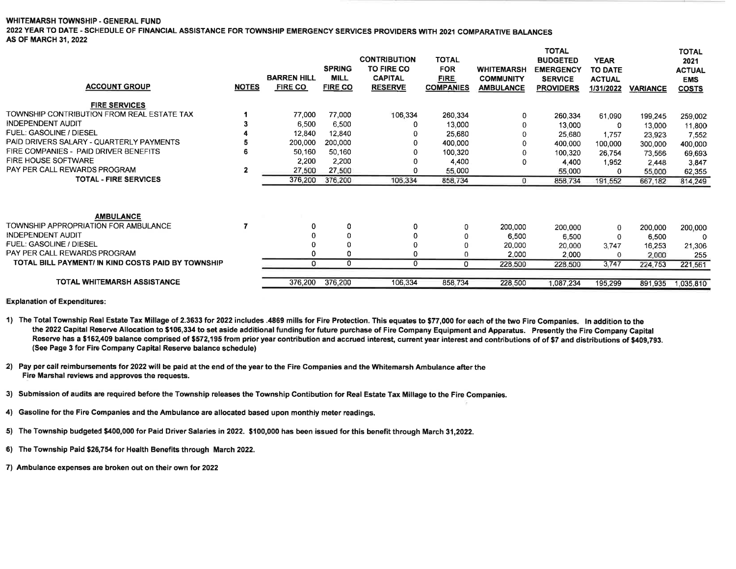**WHITEMARSH TOWNSHIP - GENERAL FUND**

**2022 YEAR TO DATE - SCHEDULE OF FINANCIAL ASSISTANCE FOR TOWNSHIP EMERGENCY SERVICES PROVIDERS WITH 2021 COMPARATIVE BALANCES**

**AS OF MARCH 31, 2022**

| ACCOUNT GROUP | NOTES | BARREN HILL FIRE CO | SPRING MILL FIRE CO | CONTRIBUTION TO FIRE CO CAPITAL RESERVE | TOTAL FOR FIRE COMPANIES | WHITEMARSH COMMUNITY AMBULANCE | TOTAL BUDGETED EMERGENCY SERVICE PROVIDERS | YEAR TO DATE ACTUAL 1/31/2022 | VARIANCE | TOTAL 2021 ACTUAL EMS COSTS |
|---|---|---|---|---|---|---|---|---|---|---|
| **FIRE SERVICES** | | | | | | | | | | |
| TOWNSHIP CONTRIBUTION FROM REAL ESTATE TAX | 1 | 77,000 | 77,000 | 106,334 | 260,334 | 0 | 260,334 | 61,090 | 199,245 | 259,002 |
| INDEPENDENT AUDIT | 3 | 6,500 | 6,500 | 0 | 13,000 | 0 | 13,000 | 0 | 13,000 | 11,800 |
| FUEL: GASOLINE / DIESEL | 4 | 12,840 | 12,840 | 0 | 25,680 | 0 | 25,680 | 1,757 | 23,923 | 7,552 |
| PAID DRIVERS SALARY - QUARTERLY PAYMENTS | 5 | 200,000 | 200,000 | 0 | 400,000 | 0 | 400,000 | 100,000 | 300,000 | 400,000 |
| FIRE COMPANIES - PAID DRIVER BENEFITS | 6 | 50,160 | 50,160 | 0 | 100,320 | 0 | 100,320 | 26,754 | 73,566 | 69,693 |
| FIRE HOUSE SOFTWARE | | 2,200 | 2,200 | 0 | 4,400 | 0 | 4,400 | 1,952 | 2,448 | 3,847 |
| PAY PER CALL REWARDS PROGRAM | 2 | 27,500 | 27,500 | 0 | 55,000 | | 55,000 | 0 | 55,000 | 62,355 |
| **TOTAL - FIRE SERVICES** | | 376,200 | 376,200 | 106,334 | 858,734 | 0 | 858,734 | 191,552 | 667,182 | 814,249 |
| **AMBULANCE** | | | | | | | | | | |
| TOWNSHIP APPROPRIATION FOR AMBULANCE | 7 | 0 | 0 | 0 | 0 | 200,000 | 200,000 | 0 | 200,000 | 200,000 |
| INDEPENDENT AUDIT | | 0 | 0 | 0 | 0 | 6,500 | 6,500 | 0 | 6,500 | 0 |
| FUEL: GASOLINE / DIESEL | | 0 | 0 | 0 | 0 | 20,000 | 20,000 | 3,747 | 16,253 | 21,306 |
| PAY PER CALL REWARDS PROGRAM | | 0 | 0 | 0 | 0 | 2,000 | 2,000 | 0 | 2,000 | 255 |
| **TOTAL BILL PAYMENT/ IN KIND COSTS PAID BY TOWNSHIP** | | 0 | 0 | 0 | 0 | 228,500 | 228,500 | 3,747 | 224,753 | 221,561 |
| **TOTAL WHITEMARSH ASSISTANCE** | | 376,200 | 376,200 | 106,334 | 858,734 | 228,500 | 1,087,234 | 195,299 | 891,935 | 1,035,810 |

**Explanation of Expenditures:**

1) **The Total Township Real Estate Tax Millage of 2.3633 for 2022 includes .4869 mills for Fire Protection. This equates to $77,000 for each of the two Fire Companies. In addition to the the 2022 Capital Reserve Allocation to $106,334 to set aside additional funding for future purchase of Fire Company Equipment and Apparatus. Presently the Fire Company Capital Reserve has a $162,409 balance comprised of $572,195 from prior year contribution and accrued interest, current year interest and contributions of of $7 and distributions of $409,793. (See Page 3 for Fire Company Capital Reserve balance schedule)**

2) **Pay per call reimbursements for 2022 will be paid at the end of the year to the Fire Companies and the Whitemarsh Ambulance after the Fire Marshal reviews and approves the requests.**

3) **Submission of audits are required before the Township releases the Township Contibution for Real Estate Tax Millage to the Fire Companies.**

4) **Gasoline for the Fire Companies and the Ambulance are allocated based upon monthly meter readings.**

5) **The Township budgeted $400,000 for Paid Driver Salaries in 2022. $100,000 has been issued for this benefit through March 31,2022.**

6) **The Township Paid $26,754 for Health Benefits through March 2022.**

7) **Ambulance expenses are broken out on their own for 2022**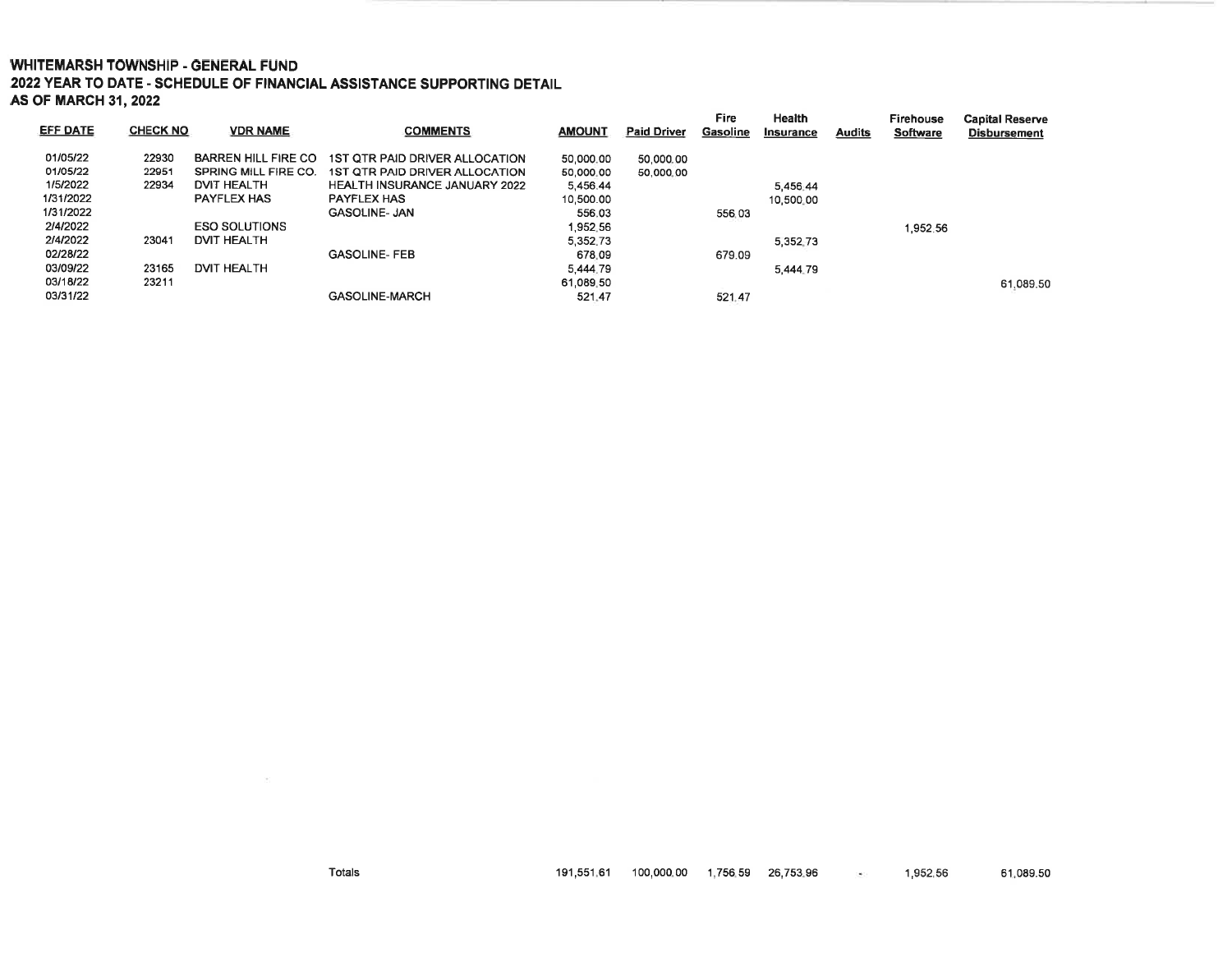**WHITEMARSH TOWNSHIP - GENERAL FUND**
**2022 YEAR TO DATE - SCHEDULE OF FINANCIAL ASSISTANCE SUPPORTING DETAIL**
**AS OF MARCH 31, 2022**

| EFF DATE | CHECK NO | VDR NAME | COMMENTS | AMOUNT | Paid Driver | Fire Gasoline | Health Insurance | Audits | Firehouse Software | Capital Reserve Disbursement |
|---|---|---|---|---|---|---|---|---|---|---|
| 01/05/22 | 22930 | BARREN HILL FIRE CO | 1ST QTR PAID DRIVER ALLOCATION | 50,000.00 | 50,000.00 | | | | | |
| 01/05/22 | 22951 | SPRING MILL FIRE CO. | 1ST QTR PAID DRIVER ALLOCATION | 50,000.00 | 50,000.00 | | | | | |
| 1/5/2022 | 22934 | DVIT HEALTH | HEALTH INSURANCE JANUARY 2022 | 5,456.44 | | | 5,456.44 | | | |
| 1/31/2022 | | PAYFLEX HAS | PAYFLEX HAS | 10,500.00 | | | 10,500.00 | | | |
| 1/31/2022 | | | GASOLINE- JAN | 556.03 | | 556.03 | | | | |
| 2/4/2022 | | ESO SOLUTIONS | | 1,952.56 | | | | | 1,952.56 | |
| 2/4/2022 | 23041 | DVIT HEALTH | | 5,352.73 | | | 5,352.73 | | | |
| 02/28/22 | | | GASOLINE- FEB | 678.09 | | 679.09 | | | | |
| 03/09/22 | 23165 | DVIT HEALTH | | 5,444.79 | | | 5,444.79 | | | |
| 03/18/22 | 23211 | | | 61,089.50 | | | | | | 61,089.50 |
| 03/31/22 | | | GASOLINE-MARCH | 521.47 | | 521.47 | | | | |
| | | | Totals | 191,551.61 | 100,000.00 | 1,756.59 | 26,753.96 | - | 1,952.56 | 61,089.50 |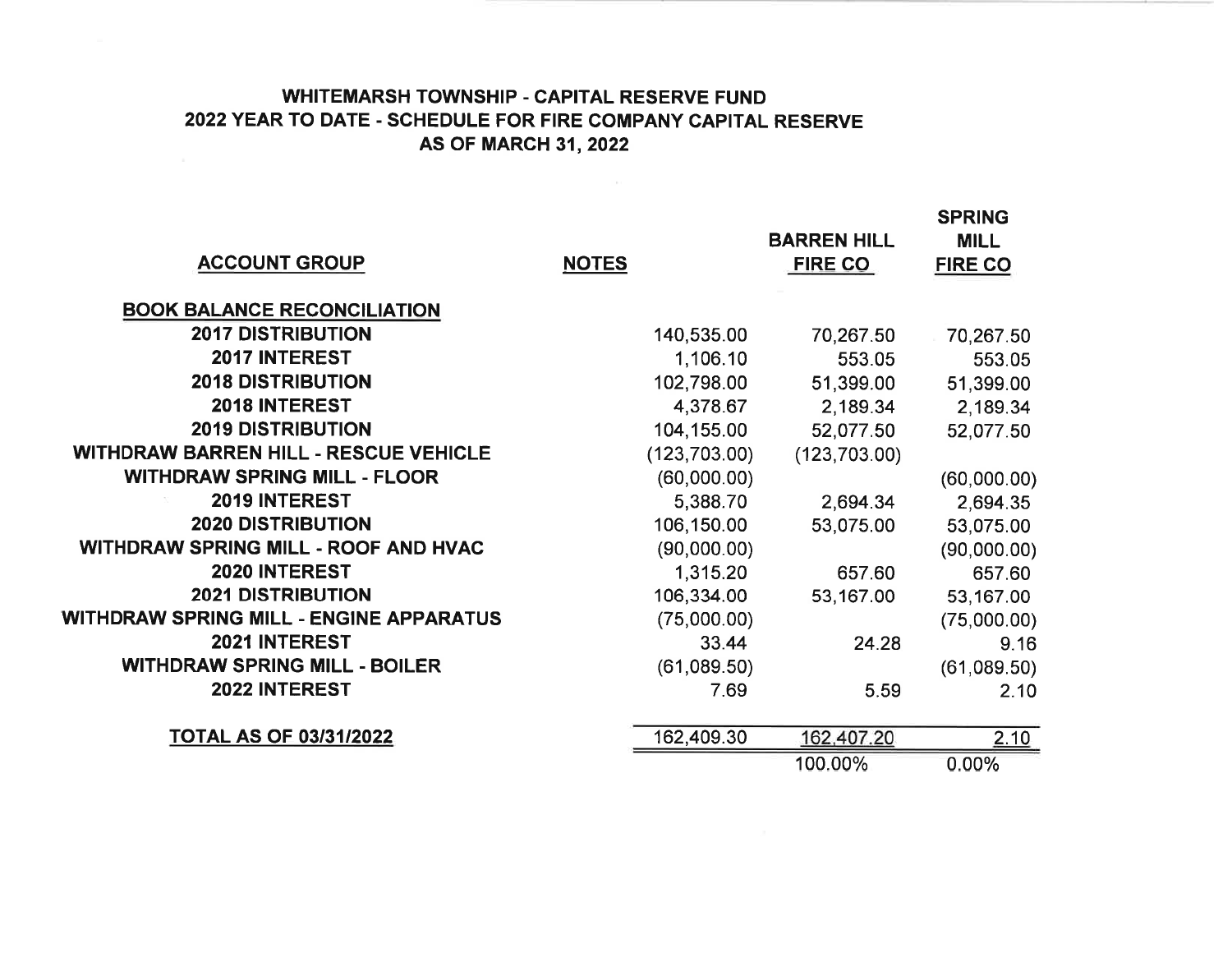**WHITEMARSH TOWNSHIP - CAPITAL RESERVE FUND**
**2022 YEAR TO DATE - SCHEDULE FOR FIRE COMPANY CAPITAL RESERVE**
**AS OF MARCH 31, 2022**

| ACCOUNT GROUP | NOTES | | BARREN HILL FIRE CO | SPRING MILL FIRE CO |
|---|---|---|---|---|
| **BOOK BALANCE RECONCILIATION** | | | | |
| **2017 DISTRIBUTION** | | 140,535.00 | 70,267.50 | 70,267.50 |
| **2017 INTEREST** | | 1,106.10 | 553.05 | 553.05 |
| **2018 DISTRIBUTION** | | 102,798.00 | 51,399.00 | 51,399.00 |
| **2018 INTEREST** | | 4,378.67 | 2,189.34 | 2,189.34 |
| **2019 DISTRIBUTION** | | 104,155.00 | 52,077.50 | 52,077.50 |
| **WITHDRAW BARREN HILL - RESCUE VEHICLE** | | (123,703.00) | (123,703.00) | |
| **WITHDRAW SPRING MILL - FLOOR** | | (60,000.00) | | (60,000.00) |
| **2019 INTEREST** | | 5,388.70 | 2,694.34 | 2,694.35 |
| **2020 DISTRIBUTION** | | 106,150.00 | 53,075.00 | 53,075.00 |
| **WITHDRAW SPRING MILL - ROOF AND HVAC** | | (90,000.00) | | (90,000.00) |
| **2020 INTEREST** | | 1,315.20 | 657.60 | 657.60 |
| **2021 DISTRIBUTION** | | 106,334.00 | 53,167.00 | 53,167.00 |
| **WITHDRAW SPRING MILL - ENGINE APPARATUS** | | (75,000.00) | | (75,000.00) |
| **2021 INTEREST** | | 33.44 | 24.28 | 9.16 |
| **WITHDRAW SPRING MILL - BOILER** | | (61,089.50) | | (61,089.50) |
| **2022 INTEREST** | | 7.69 | 5.59 | 2.10 |
| **TOTAL AS OF 03/31/2022** | | 162,409.30 | 162,407.20 | 2.10 |
| | | | 100.00% | 0.00% |